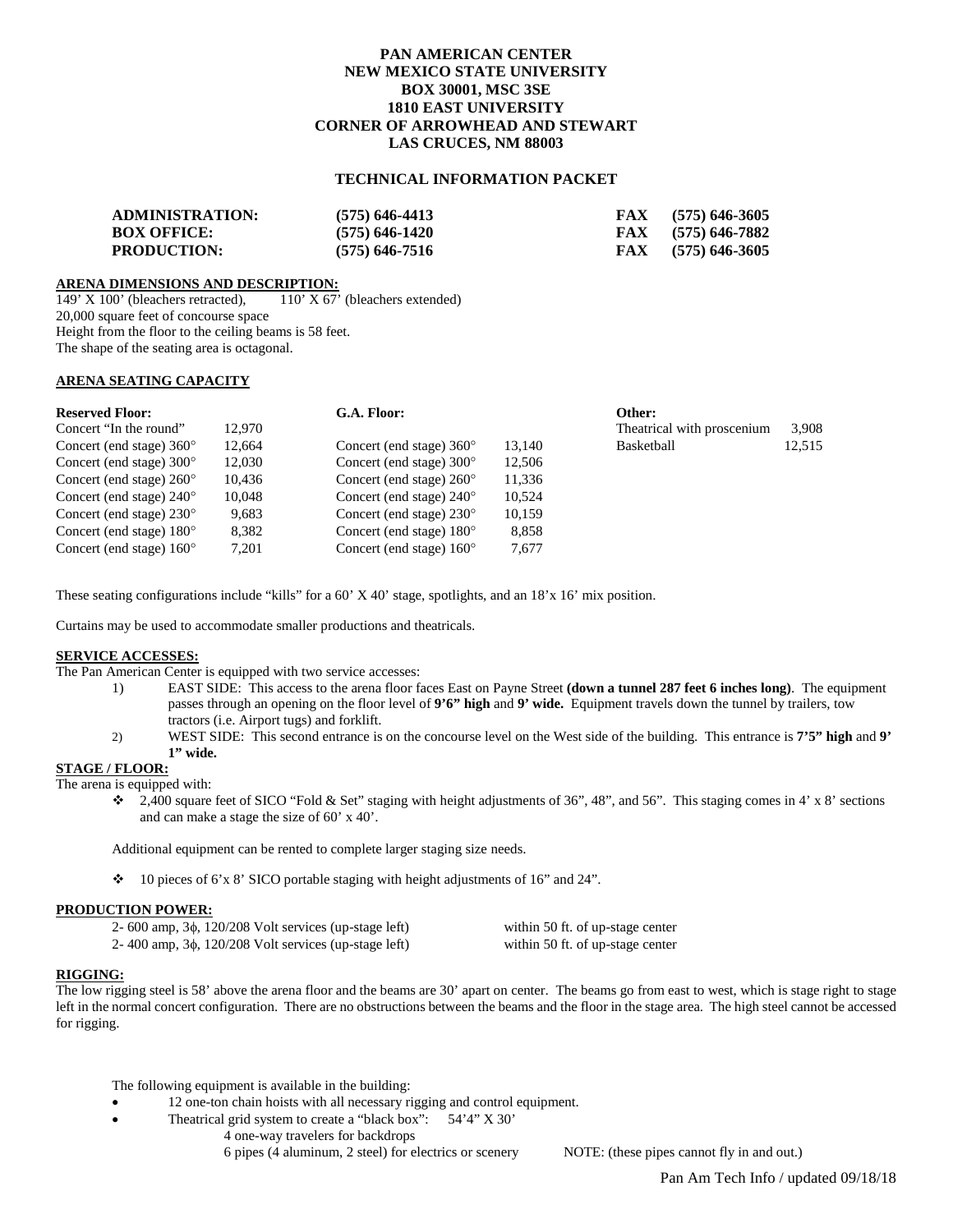**PAN AMERICAN CENTER**
**NEW MEXICO STATE UNIVERSITY**
**BOX 30001, MSC 3SE**
**1810 EAST UNIVERSITY**
**CORNER OF ARROWHEAD AND STEWART**
**LAS CRUCES, NM 88003**

# TECHNICAL INFORMATION PACKET

| | | | |
|---|---|---|---|
| **ADMINISTRATION:** | **(575) 646-4413** | **FAX** | **(575) 646-3605** |
| **BOX OFFICE:** | **(575) 646-1420** | **FAX** | **(575) 646-7882** |
| **PRODUCTION:** | **(575) 646-7516** | **FAX** | **(575) 646-3605** |

## ARENA DIMENSIONS AND DESCRIPTION:

149' X 100' (bleachers retracted), 110' X 67' (bleachers extended)
20,000 square feet of concourse space
Height from the floor to the ceiling beams is 58 feet.
The shape of the seating area is octagonal.

## ARENA SEATING CAPACITY

| **Reserved Floor:** | | **G.A. Floor:** | | **Other:** | |
|---|---|---|---|---|---|
| Concert "In the round" | 12,970 | | | Theatrical with proscenium | 3,908 |
| Concert (end stage) 360° | 12,664 | Concert (end stage) 360° | 13,140 | Basketball | 12,515 |
| Concert (end stage) 300° | 12,030 | Concert (end stage) 300° | 12,506 | | |
| Concert (end stage) 260° | 10,436 | Concert (end stage) 260° | 11,336 | | |
| Concert (end stage) 240° | 10,048 | Concert (end stage) 240° | 10,524 | | |
| Concert (end stage) 230° | 9,683 | Concert (end stage) 230° | 10,159 | | |
| Concert (end stage) 180° | 8,382 | Concert (end stage) 180° | 8,858 | | |
| Concert (end stage) 160° | 7,201 | Concert (end stage) 160° | 7,677 | | |

These seating configurations include "kills" for a 60' X 40' stage, spotlights, and an 18'x 16' mix position.

Curtains may be used to accommodate smaller productions and theatricals.

## SERVICE ACCESSES:

The Pan American Center is equipped with two service accesses:

1) EAST SIDE: This access to the arena floor faces East on Payne Street **(down a tunnel 287 feet 6 inches long)**. The equipment passes through an opening on the floor level of **9'6" high** and **9' wide.** Equipment travels down the tunnel by trailers, tow tractors (i.e. Airport tugs) and forklift.
2) WEST SIDE: This second entrance is on the concourse level on the West side of the building. This entrance is **7'5" high** and **9' 1" wide.**

## STAGE / FLOOR:

The arena is equipped with:

- 2,400 square feet of SICO "Fold & Set" staging with height adjustments of 36", 48", and 56". This staging comes in 4' x 8' sections and can make a stage the size of 60' x 40'.

Additional equipment can be rented to complete larger staging size needs.

- 10 pieces of 6'x 8' SICO portable staging with height adjustments of 16" and 24".

## PRODUCTION POWER:

| | |
|---|---|
| 2- 600 amp, 3ϕ, 120/208 Volt services (up-stage left) | within 50 ft. of up-stage center |
| 2- 400 amp, 3ϕ, 120/208 Volt services (up-stage left) | within 50 ft. of up-stage center |

## RIGGING:

The low rigging steel is 58' above the arena floor and the beams are 30' apart on center. The beams go from east to west, which is stage right to stage left in the normal concert configuration. There are no obstructions between the beams and the floor in the stage area. The high steel cannot be accessed for rigging.

The following equipment is available in the building:

- 12 one-ton chain hoists with all necessary rigging and control equipment.
- Theatrical grid system to create a "black box": 54'4" X 30'
  - 4 one-way travelers for backdrops
  - 6 pipes (4 aluminum, 2 steel) for electrics or scenery NOTE: (these pipes cannot fly in and out.)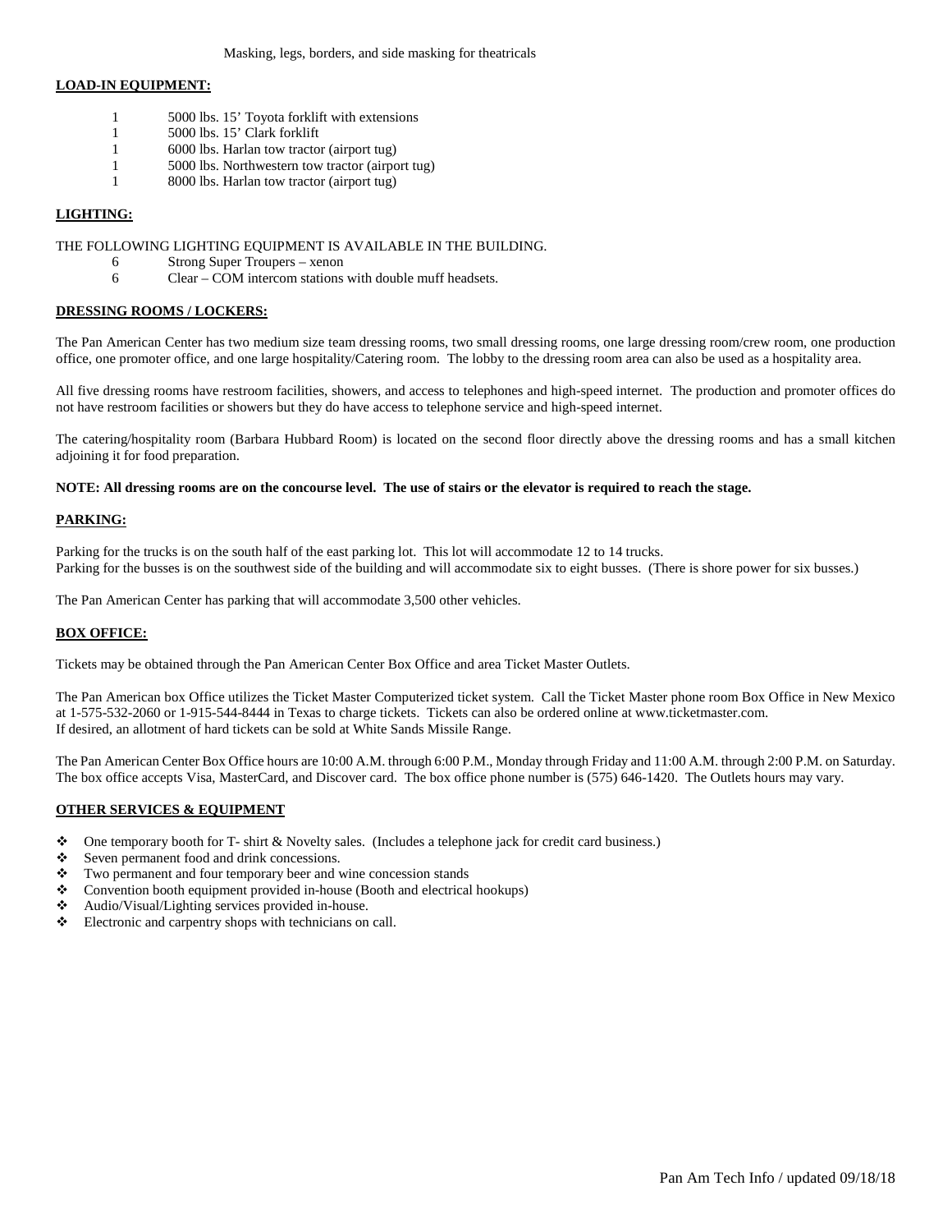Masking, legs, borders, and side masking for theatricals

**LOAD-IN EQUIPMENT:**

| | |
|---|---|
| 1 | 5000 lbs. 15' Toyota forklift with extensions |
| 1 | 5000 lbs. 15' Clark forklift |
| 1 | 6000 lbs. Harlan tow tractor (airport tug) |
| 1 | 5000 lbs. Northwestern tow tractor (airport tug) |
| 1 | 8000 lbs. Harlan tow tractor (airport tug) |

**LIGHTING:**

THE FOLLOWING LIGHTING EQUIPMENT IS AVAILABLE IN THE BUILDING.

| | |
|---|---|
| 6 | Strong Super Troupers – xenon |
| 6 | Clear – COM intercom stations with double muff headsets. |

**DRESSING ROOMS / LOCKERS:**

The Pan American Center has two medium size team dressing rooms, two small dressing rooms, one large dressing room/crew room, one production office, one promoter office, and one large hospitality/Catering room. The lobby to the dressing room area can also be used as a hospitality area.

All five dressing rooms have restroom facilities, showers, and access to telephones and high-speed internet. The production and promoter offices do not have restroom facilities or showers but they do have access to telephone service and high-speed internet.

The catering/hospitality room (Barbara Hubbard Room) is located on the second floor directly above the dressing rooms and has a small kitchen adjoining it for food preparation.

**NOTE: All dressing rooms are on the concourse level. The use of stairs or the elevator is required to reach the stage.**

**PARKING:**

Parking for the trucks is on the south half of the east parking lot. This lot will accommodate 12 to 14 trucks.
Parking for the busses is on the southwest side of the building and will accommodate six to eight busses. (There is shore power for six busses.)

The Pan American Center has parking that will accommodate 3,500 other vehicles.

**BOX OFFICE:**

Tickets may be obtained through the Pan American Center Box Office and area Ticket Master Outlets.

The Pan American box Office utilizes the Ticket Master Computerized ticket system. Call the Ticket Master phone room Box Office in New Mexico at 1-575-532-2060 or 1-915-544-8444 in Texas to charge tickets. Tickets can also be ordered online at www.ticketmaster.com.
If desired, an allotment of hard tickets can be sold at White Sands Missile Range.

The Pan American Center Box Office hours are 10:00 A.M. through 6:00 P.M., Monday through Friday and 11:00 A.M. through 2:00 P.M. on Saturday. The box office accepts Visa, MasterCard, and Discover card. The box office phone number is (575) 646-1420. The Outlets hours may vary.

**OTHER SERVICES & EQUIPMENT**

- One temporary booth for T- shirt & Novelty sales. (Includes a telephone jack for credit card business.)
- Seven permanent food and drink concessions.
- Two permanent and four temporary beer and wine concession stands
- Convention booth equipment provided in-house (Booth and electrical hookups)
- Audio/Visual/Lighting services provided in-house.
- Electronic and carpentry shops with technicians on call.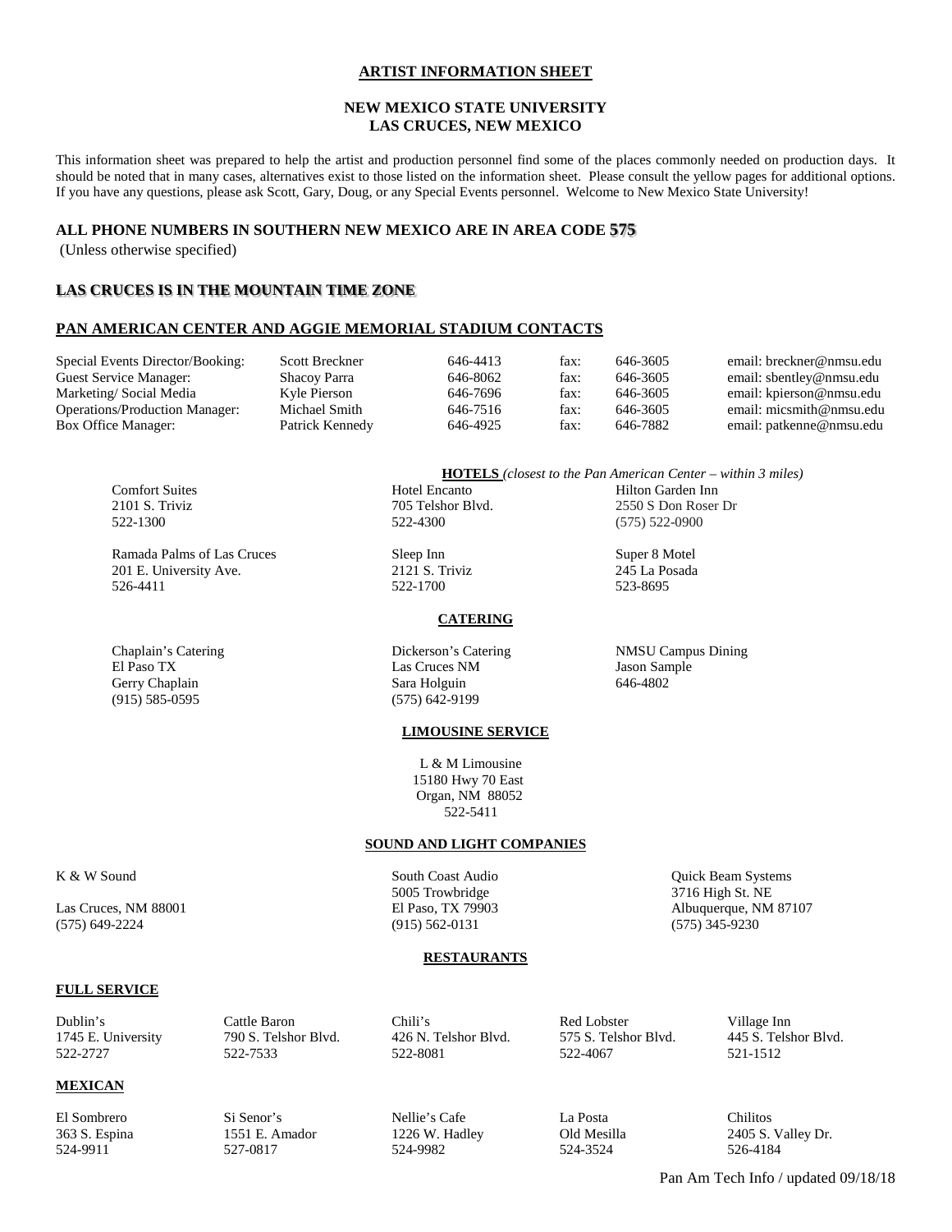# ARTIST INFORMATION SHEET

## NEW MEXICO STATE UNIVERSITY
## LAS CRUCES, NEW MEXICO

This information sheet was prepared to help the artist and production personnel find some of the places commonly needed on production days. It should be noted that in many cases, alternatives exist to those listed on the information sheet. Please consult the yellow pages for additional options. If you have any questions, please ask Scott, Gary, Doug, or any Special Events personnel. Welcome to New Mexico State University!

**ALL PHONE NUMBERS IN SOUTHERN NEW MEXICO ARE IN AREA CODE 575**
(Unless otherwise specified)

**LAS CRUCES IS IN THE MOUNTAIN TIME ZONE**

## PAN AMERICAN CENTER AND AGGIE MEMORIAL STADIUM CONTACTS

| | | | | | |
|---|---|---|---|---|---|
| Special Events Director/Booking: | Scott Breckner | 646-4413 | fax: | 646-3605 | email: breckner@nmsu.edu |
| Guest Service Manager: | Shacoy Parra | 646-8062 | fax: | 646-3605 | email: sbentley@nmsu.edu |
| Marketing/ Social Media | Kyle Pierson | 646-7696 | fax: | 646-3605 | email: kpierson@nmsu.edu |
| Operations/Production Manager: | Michael Smith | 646-7516 | fax: | 646-3605 | email: micsmith@nmsu.edu |
| Box Office Manager: | Patrick Kennedy | 646-4925 | fax: | 646-7882 | email: patkenne@nmsu.edu |

### HOTELS *(closest to the Pan American Center – within 3 miles)*

| | | |
|---|---|---|
| Comfort Suites<br>2101 S. Triviz<br>522-1300 | Hotel Encanto<br>705 Telshor Blvd.<br>522-4300 | Hilton Garden Inn<br>2550 S Don Roser Dr<br>(575) 522-0900 |
| Ramada Palms of Las Cruces<br>201 E. University Ave.<br>526-4411 | Sleep Inn<br>2121 S. Triviz<br>522-1700 | Super 8 Motel<br>245 La Posada<br>523-8695 |

### CATERING

| | | |
|---|---|---|
| Chaplain's Catering<br>El Paso TX<br>Gerry Chaplain<br>(915) 585-0595 | Dickerson's Catering<br>Las Cruces NM<br>Sara Holguin<br>(575) 642-9199 | NMSU Campus Dining<br>Jason Sample<br>646-4802 |

### LIMOUSINE SERVICE

L & M Limousine
15180 Hwy 70 East
Organ, NM 88052
522-5411

### SOUND AND LIGHT COMPANIES

| | | |
|---|---|---|
| K & W Sound<br><br>Las Cruces, NM 88001<br>(575) 649-2224 | South Coast Audio<br>5005 Trowbridge<br>El Paso, TX 79903<br>(915) 562-0131 | Quick Beam Systems<br>3716 High St. NE<br>Albuquerque, NM 87107<br>(575) 345-9230 |

### RESTAURANTS

#### FULL SERVICE

| | | | | |
|---|---|---|---|---|
| Dublin's<br>1745 E. University<br>522-2727 | Cattle Baron<br>790 S. Telshor Blvd.<br>522-7533 | Chili's<br>426 N. Telshor Blvd.<br>522-8081 | Red Lobster<br>575 S. Telshor Blvd.<br>522-4067 | Village Inn<br>445 S. Telshor Blvd.<br>521-1512 |

#### MEXICAN

| | | | | |
|---|---|---|---|---|
| El Sombrero<br>363 S. Espina<br>524-9911 | Si Senor's<br>1551 E. Amador<br>527-0817 | Nellie's Cafe<br>1226 W. Hadley<br>524-9982 | La Posta<br>Old Mesilla<br>524-3524 | Chilitos<br>2405 S. Valley Dr.<br>526-4184 |

Pan Am Tech Info / updated 09/18/18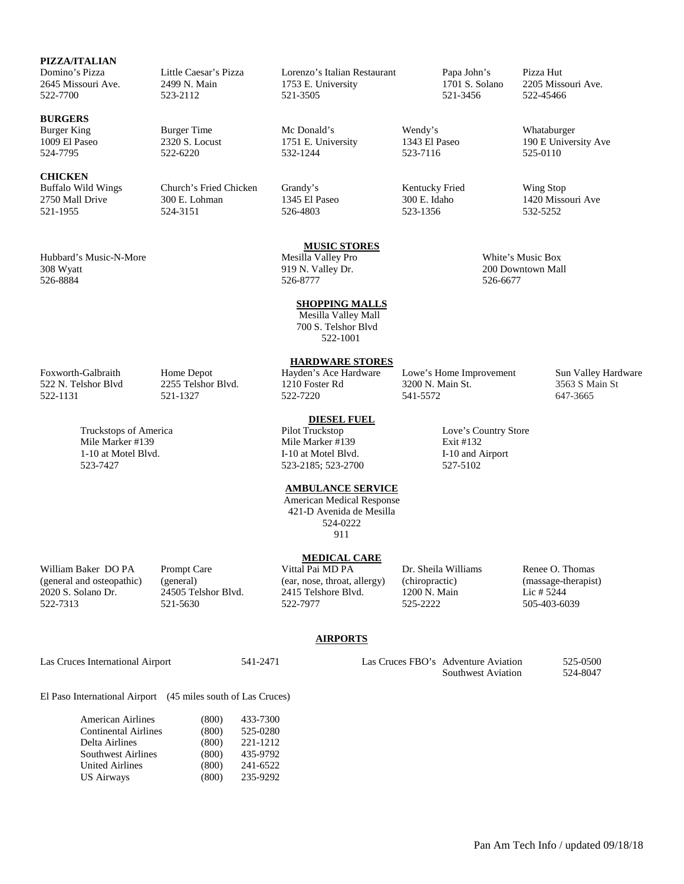**PIZZA/ITALIAN**

| | | | | |
|---|---|---|---|---|
| Domino's Pizza<br>2645 Missouri Ave.<br>522-7700 | Little Caesar's Pizza<br>2499 N. Main<br>523-2112 | Lorenzo's Italian Restaurant<br>1753 E. University<br>521-3505 | Papa John's<br>1701 S. Solano<br>521-3456 | Pizza Hut<br>2205 Missouri Ave.<br>522-45466 |

**BURGERS**

| | | | | |
|---|---|---|---|---|
| Burger King<br>1009 El Paseo<br>524-7795 | Burger Time<br>2320 S. Locust<br>522-6220 | Mc Donald's<br>1751 E. University<br>532-1244 | Wendy's<br>1343 El Paseo<br>523-7116 | Whataburger<br>190 E University Ave<br>525-0110 |

**CHICKEN**

| | | | | |
|---|---|---|---|---|
| Buffalo Wild Wings<br>2750 Mall Drive<br>521-1955 | Church's Fried Chicken<br>300 E. Lohman<br>524-3151 | Grandy's<br>1345 El Paseo<br>526-4803 | Kentucky Fried<br>300 E. Idaho<br>523-1356 | Wing Stop<br>1420 Missouri Ave<br>532-5252 |

**MUSIC STORES**

| | | |
|---|---|---|
| Hubbard's Music-N-More<br>308 Wyatt<br>526-8884 | Mesilla Valley Pro<br>919 N. Valley Dr.<br>526-8777 | White's Music Box<br>200 Downtown Mall<br>526-6677 |

**SHOPPING MALLS**

Mesilla Valley Mall
700 S. Telshor Blvd
522-1001

**HARDWARE STORES**

| | | | | |
|---|---|---|---|---|
| Foxworth-Galbraith<br>522 N. Telshor Blvd<br>522-1131 | Home Depot<br>2255 Telshor Blvd.<br>521-1327 | Hayden's Ace Hardware<br>1210 Foster Rd<br>522-7220 | Lowe's Home Improvement<br>3200 N. Main St.<br>541-5572 | Sun Valley Hardware<br>3563 S Main St<br>647-3665 |

**DIESEL FUEL**

| | | |
|---|---|---|
| Truckstops of America<br>Mile Marker #139<br>1-10 at Motel Blvd.<br>523-7427 | Pilot Truckstop<br>Mile Marker #139<br>I-10 at Motel Blvd.<br>523-2185; 523-2700 | Love's Country Store<br>Exit #132<br>I-10 and Airport<br>527-5102 |

**AMBULANCE SERVICE**

American Medical Response
421-D Avenida de Mesilla
524-0222
911

**MEDICAL CARE**

| | | | | |
|---|---|---|---|---|
| William Baker DO PA<br>(general and osteopathic)<br>2020 S. Solano Dr.<br>522-7313 | Prompt Care<br>(general)<br>24505 Telshor Blvd.<br>521-5630 | Vittal Pai MD PA<br>(ear, nose, throat, allergy)<br>2415 Telshore Blvd.<br>522-7977 | Dr. Sheila Williams<br>(chiropractic)<br>1200 N. Main<br>525-2222 | Renee O. Thomas<br>(massage-therapist)<br>Lic # 5244<br>505-403-6039 |

**AIRPORTS**

| | | | | |
|---|---|---|---|---|
| Las Cruces International Airport | 541-2471 | Las Cruces FBO's | Adventure Aviation | 525-0500 |
| | | | Southwest Aviation | 524-8047 |

El Paso International Airport (45 miles south of Las Cruces)

| | | |
|---|---|---|
| American Airlines | (800) | 433-7300 |
| Continental Airlines | (800) | 525-0280 |
| Delta Airlines | (800) | 221-1212 |
| Southwest Airlines | (800) | 435-9792 |
| United Airlines | (800) | 241-6522 |
| US Airways | (800) | 235-9292 |

Pan Am Tech Info / updated 09/18/18